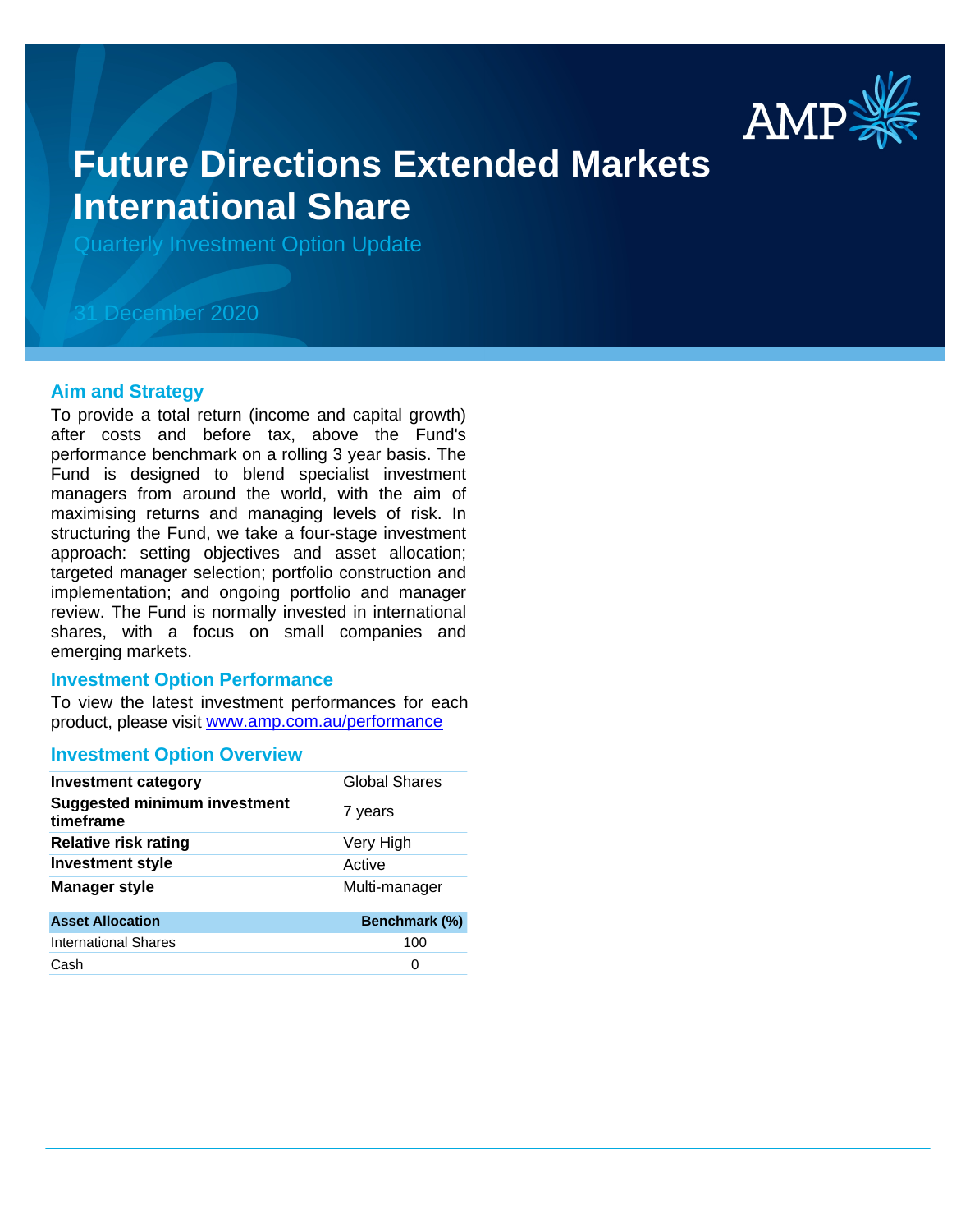# Future Directions Extended Markets International Share

Quarterly Investment Option Update

31 December 2020

## Aim and Strategy

To provide a total return (income and capital growth) after costs and before tax, above the Fund's performance benchmark on a rolling 3 year basis. The Fund is designed to blend specialist investment managers from around the world, with the aim of maximising returns and managing levels of risk. In structuring the Fund, we take a four-stage investment approach: setting objectives and asset allocation; targeted manager selection; portfolio construction and implementation; and ongoing portfolio and manager review. The Fund is normally invested in international shares, with a focus on small companies and emerging markets.

## Investment Option Performance

To view the latest investment performances for each product, please visit [www.amp.com.au/performance](www.amp.com.au/performance)

## Investment Option Overview

| | |
|---|---|
| **Investment category** | Global Shares |
| **Suggested minimum investment timeframe** | 7 years |
| **Relative risk rating** | Very High |
| **Investment style** | Active |
| **Manager style** | Multi-manager |

| Asset Allocation | Benchmark (%) |
|---|---|
| International Shares | 100 |
| Cash | 0 |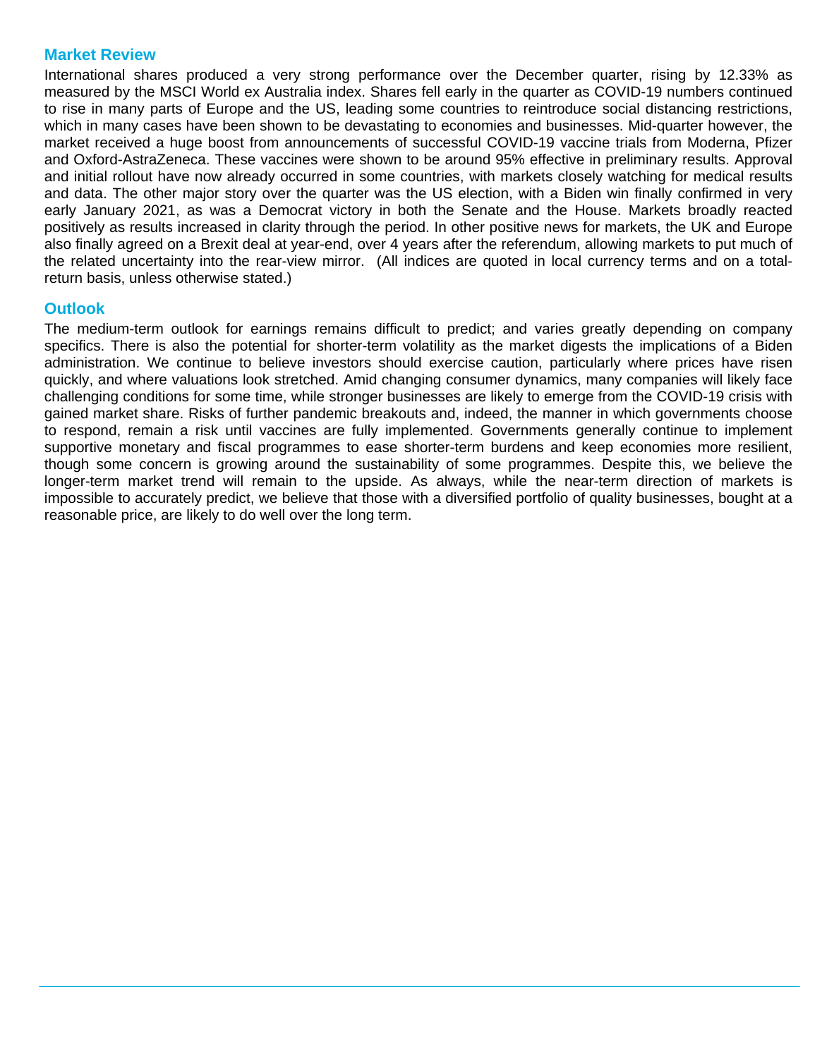## Market Review

International shares produced a very strong performance over the December quarter, rising by 12.33% as measured by the MSCI World ex Australia index. Shares fell early in the quarter as COVID-19 numbers continued to rise in many parts of Europe and the US, leading some countries to reintroduce social distancing restrictions, which in many cases have been shown to be devastating to economies and businesses. Mid-quarter however, the market received a huge boost from announcements of successful COVID-19 vaccine trials from Moderna, Pfizer and Oxford-AstraZeneca. These vaccines were shown to be around 95% effective in preliminary results. Approval and initial rollout have now already occurred in some countries, with markets closely watching for medical results and data. The other major story over the quarter was the US election, with a Biden win finally confirmed in very early January 2021, as was a Democrat victory in both the Senate and the House. Markets broadly reacted positively as results increased in clarity through the period. In other positive news for markets, the UK and Europe also finally agreed on a Brexit deal at year-end, over 4 years after the referendum, allowing markets to put much of the related uncertainty into the rear-view mirror. (All indices are quoted in local currency terms and on a total-return basis, unless otherwise stated.)

## Outlook

The medium-term outlook for earnings remains difficult to predict; and varies greatly depending on company specifics. There is also the potential for shorter-term volatility as the market digests the implications of a Biden administration. We continue to believe investors should exercise caution, particularly where prices have risen quickly, and where valuations look stretched. Amid changing consumer dynamics, many companies will likely face challenging conditions for some time, while stronger businesses are likely to emerge from the COVID-19 crisis with gained market share. Risks of further pandemic breakouts and, indeed, the manner in which governments choose to respond, remain a risk until vaccines are fully implemented. Governments generally continue to implement supportive monetary and fiscal programmes to ease shorter-term burdens and keep economies more resilient, though some concern is growing around the sustainability of some programmes. Despite this, we believe the longer-term market trend will remain to the upside. As always, while the near-term direction of markets is impossible to accurately predict, we believe that those with a diversified portfolio of quality businesses, bought at a reasonable price, are likely to do well over the long term.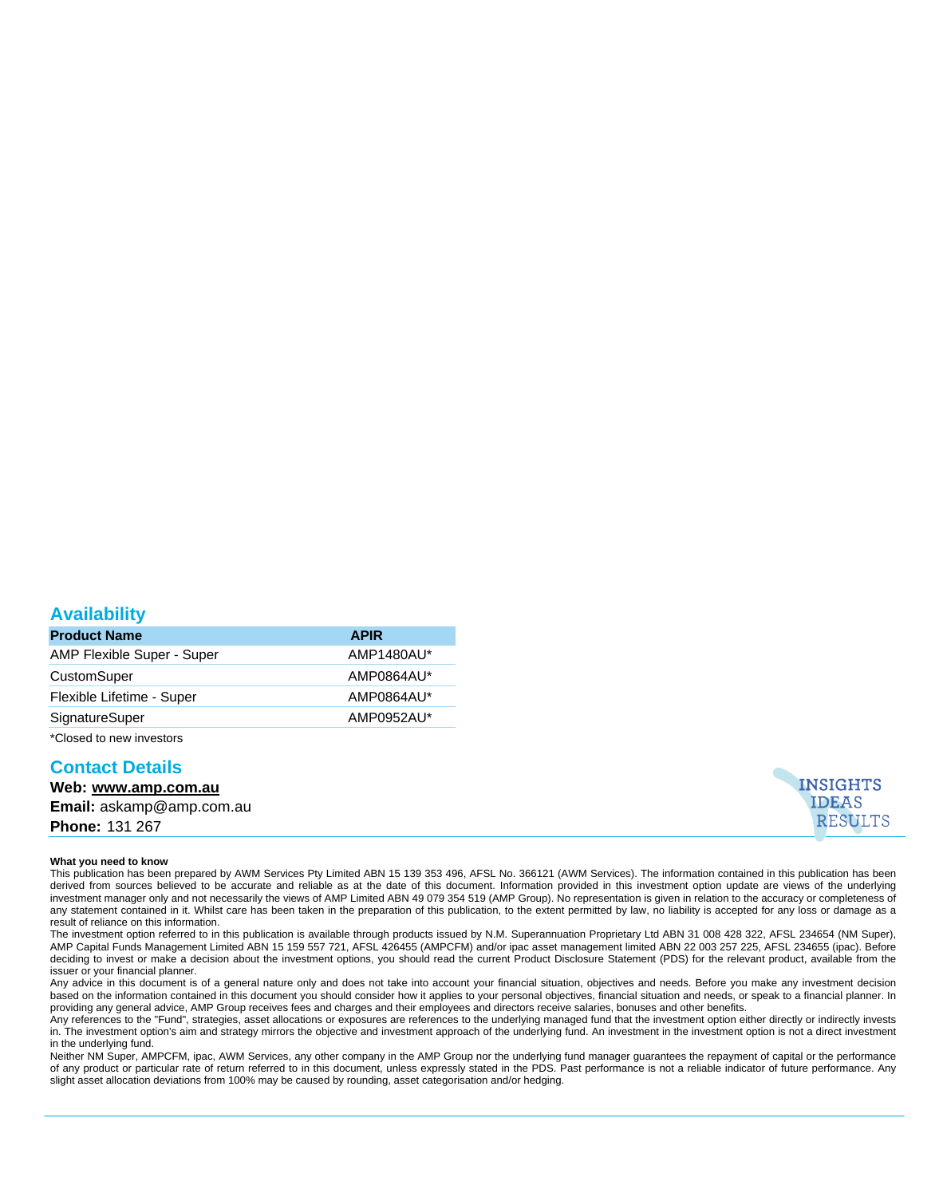## Availability

| Product Name | APIR |
| --- | --- |
| AMP Flexible Super - Super | AMP1480AU* |
| CustomSuper | AMP0864AU* |
| Flexible Lifetime - Super | AMP0864AU* |
| SignatureSuper | AMP0952AU* |

*Closed to new investors

## Contact Details

**Web:** **www.amp.com.au**
**Email:** askamp@amp.com.au
**Phone:** 131 267

INSIGHTS
IDEAS
RESULTS

**What you need to know**

This publication has been prepared by AWM Services Pty Limited ABN 15 139 353 496, AFSL No. 366121 (AWM Services). The information contained in this publication has been derived from sources believed to be accurate and reliable as at the date of this document. Information provided in this investment option update are views of the underlying investment manager only and not necessarily the views of AMP Limited ABN 49 079 354 519 (AMP Group). No representation is given in relation to the accuracy or completeness of any statement contained in it. Whilst care has been taken in the preparation of this publication, to the extent permitted by law, no liability is accepted for any loss or damage as a result of reliance on this information.

The investment option referred to in this publication is available through products issued by N.M. Superannuation Proprietary Ltd ABN 31 008 428 322, AFSL 234654 (NM Super), AMP Capital Funds Management Limited ABN 15 159 557 721, AFSL 426455 (AMPCFM) and/or ipac asset management limited ABN 22 003 257 225, AFSL 234655 (ipac). Before deciding to invest or make a decision about the investment options, you should read the current Product Disclosure Statement (PDS) for the relevant product, available from the issuer or your financial planner.

Any advice in this document is of a general nature only and does not take into account your financial situation, objectives and needs. Before you make any investment decision based on the information contained in this document you should consider how it applies to your personal objectives, financial situation and needs, or speak to a financial planner. In providing any general advice, AMP Group receives fees and charges and their employees and directors receive salaries, bonuses and other benefits.

Any references to the "Fund", strategies, asset allocations or exposures are references to the underlying managed fund that the investment option either directly or indirectly invests in. The investment option's aim and strategy mirrors the objective and investment approach of the underlying fund. An investment in the investment option is not a direct investment in the underlying fund.

Neither NM Super, AMPCFM, ipac, AWM Services, any other company in the AMP Group nor the underlying fund manager guarantees the repayment of capital or the performance of any product or particular rate of return referred to in this document, unless expressly stated in the PDS. Past performance is not a reliable indicator of future performance. Any slight asset allocation deviations from 100% may be caused by rounding, asset categorisation and/or hedging.